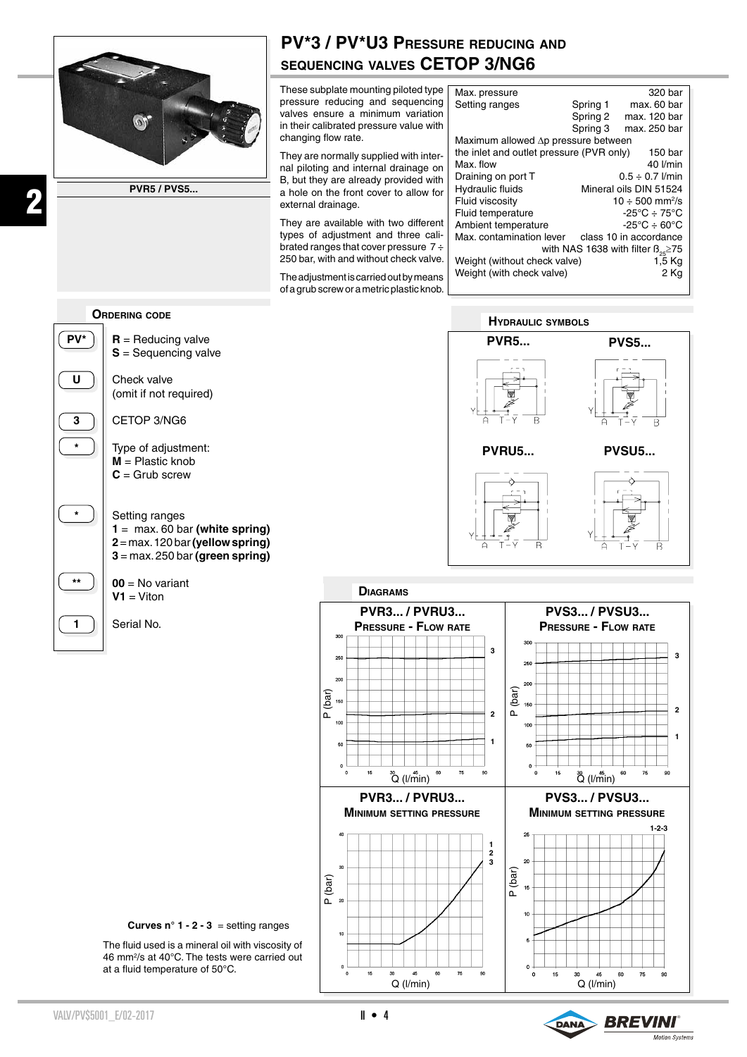# PV*3 / PV*U3 Pressure reducing and sequencing valves CETOP 3/NG6

PVR5 / PVS5...

These subplate mounting piloted type pressure reducing and sequencing valves ensure a minimum variation in their calibrated pressure value with changing flow rate.

They are normally supplied with internal piloting and internal drainage on B, but they are already provided with a hole on the front cover to allow for external drainage.

They are available with two different types of adjustment and three calibrated ranges that cover pressure 7 ÷ 250 bar, with and without check valve.

The adjustment is carried out by means of a grub screw or a metric plastic knob.

| | | |
|---|---|---|
| Max. pressure | | 320 bar |
| Setting ranges | Spring 1 | max. 60 bar |
| | Spring 2 | max. 120 bar |
| | Spring 3 | max. 250 bar |
| Maximum allowed Δp pressure between the inlet and outlet pressure (PVR only) | | 150 bar |
| Max. flow | | 40 l/min |
| Draining on port T | | 0.5 ÷ 0.7 l/min |
| Hydraulic fluids | | Mineral oils DIN 51524 |
| Fluid viscosity | | 10 ÷ 500 mm²/s |
| Fluid temperature | | -25°C ÷ 75°C |
| Ambient temperature | | -25°C ÷ 60°C |
| Max. contamination lever | | class 10 in accordance with NAS 1638 with filter $ß_{25}$≥75 |
| Weight (without check valve) | | 1,5 Kg |
| Weight (with check valve) | | 2 Kg |

## Ordering code

| Code | Description |
|---|---|
| PV* | **R** = Reducing valve<br>**S** = Sequencing valve |
| U | Check valve (omit if not required) |
| 3 | CETOP 3/NG6 |
| * | Type of adjustment:<br>**M** = Plastic knob<br>**C** = Grub screw |
| * | Setting ranges<br>**1** = max. 60 bar **(white spring)**<br>**2** = max. 120 bar **(yellow spring)**<br>**3** = max. 250 bar **(green spring)** |
| ** | **00** = No variant<br>**V1** = Viton |
| 1 | Serial No. |

## Hydraulic symbols

PVR5... PVS5... PVRU5... PVSU5...

## Diagrams

**PVR3... / PVRU3...** Pressure - Flow rate

**PVS3... / PVSU3...** Pressure - Flow rate

**PVR3... / PVRU3...** Minimum setting pressure

**PVS3... / PVSU3...** Minimum setting pressure

**Curves n° 1 - 2 - 3** = setting ranges

The fluid used is a mineral oil with viscosity of 46 mm²/s at 40°C. The tests were carried out at a fluid temperature of 50°C.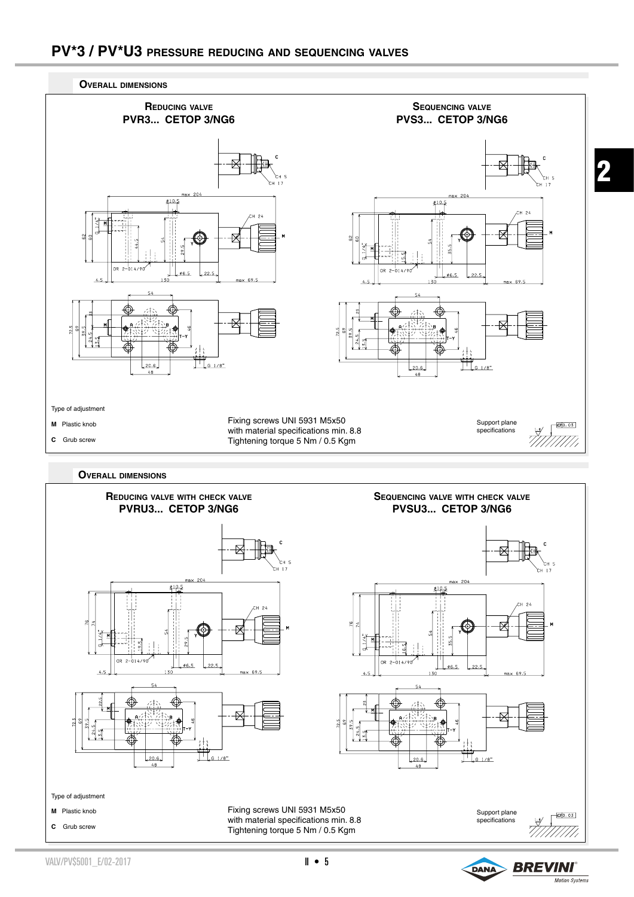# PV*3 / PV*U3 PRESSURE REDUCING AND SEQUENCING VALVES

## OVERALL DIMENSIONS

### REDUCING VALVE
### PVR3... CETOP 3/NG6

### SEQUENCING VALVE
### PVS3... CETOP 3/NG6

Type of adjustment

**M** Plastic knob

**C** Grub screw

Fixing screws UNI 5931 M5x50
with material specifications min. 8.8
Tightening torque 5 Nm / 0.5 Kgm

Support plane specifications

## OVERALL DIMENSIONS

### REDUCING VALVE WITH CHECK VALVE
### PVRU3... CETOP 3/NG6

### SEQUENCING VALVE WITH CHECK VALVE
### PVSU3... CETOP 3/NG6

Type of adjustment

**M** Plastic knob

**C** Grub screw

Fixing screws UNI 5931 M5x50
with material specifications min. 8.8
Tightening torque 5 Nm / 0.5 Kgm

Support plane specifications